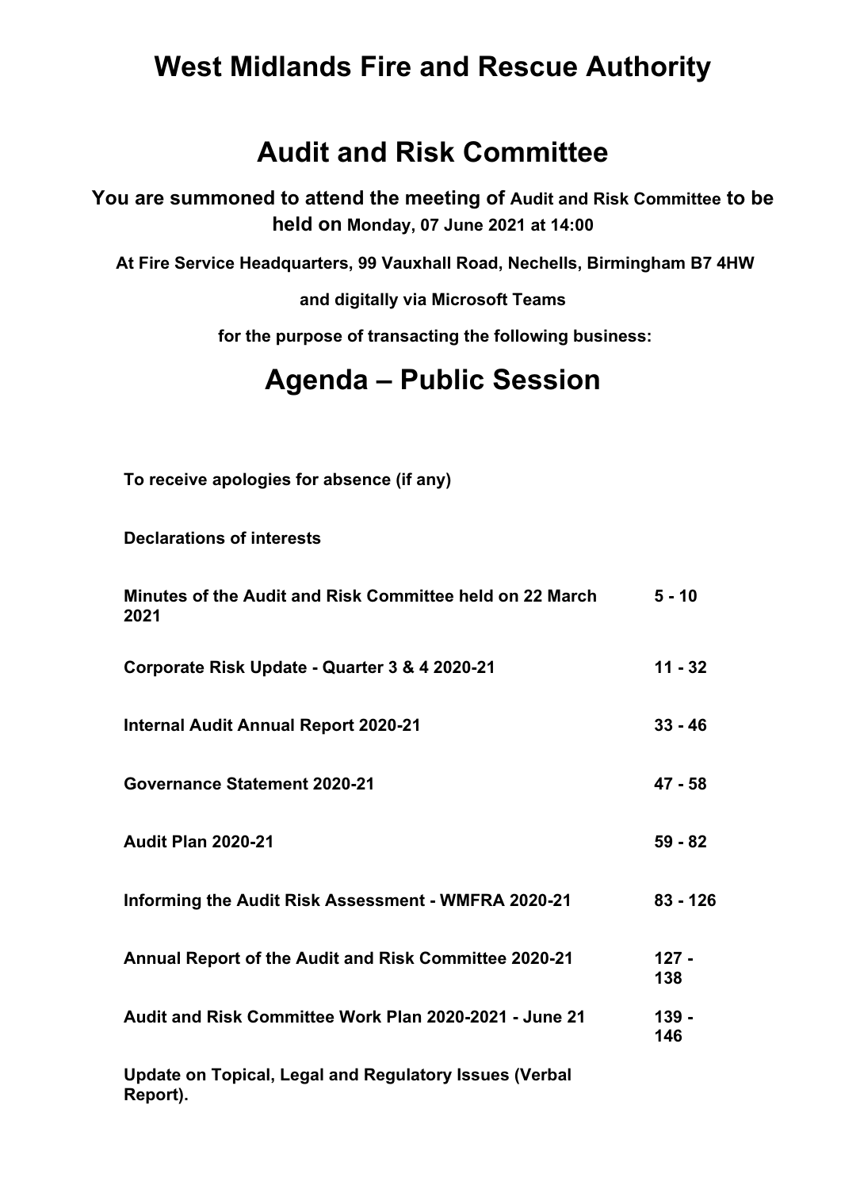# West Midlands Fire and Rescue Authority

# Audit and Risk Committee

**You are summoned to attend the meeting of Audit and Risk Committee to be held on Monday, 07 June 2021 at 14:00**

**At Fire Service Headquarters, 99 Vauxhall Road, Nechells, Birmingham B7 4HW**

**and digitally via Microsoft Teams**

**for the purpose of transacting the following business:**

# Agenda – Public Session

| | |
|---|---|
| **To receive apologies for absence (if any)** | |
| **Declarations of interests** | |
| **Minutes of the Audit and Risk Committee held on 22 March 2021** | **5 - 10** |
| **Corporate Risk Update - Quarter 3 & 4 2020-21** | **11 - 32** |
| **Internal Audit Annual Report 2020-21** | **33 - 46** |
| **Governance Statement 2020-21** | **47 - 58** |
| **Audit Plan 2020-21** | **59 - 82** |
| **Informing the Audit Risk Assessment - WMFRA 2020-21** | **83 - 126** |
| **Annual Report of the Audit and Risk Committee 2020-21** | **127 - 138** |
| **Audit and Risk Committee Work Plan 2020-2021 - June 21** | **139 - 146** |
| **Update on Topical, Legal and Regulatory Issues (Verbal Report).** | |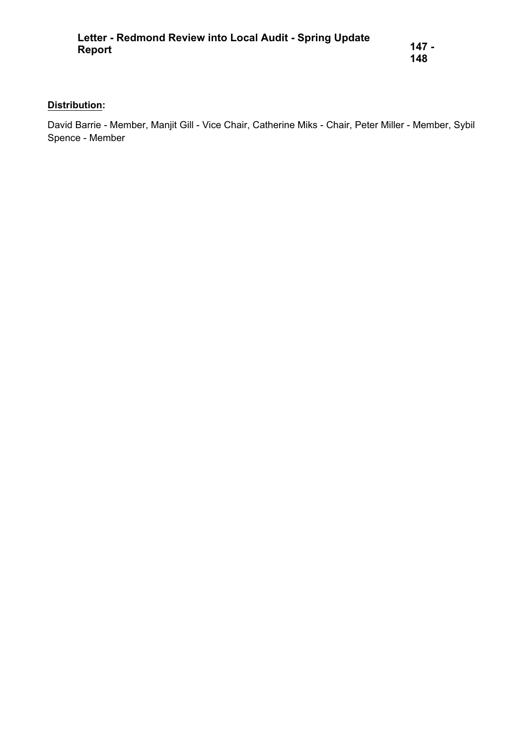| | |
|---|---|
| **Letter - Redmond Review into Local Audit - Spring Update Report** | **147 - 148** |

**Distribution:**

David Barrie - Member, Manjit Gill - Vice Chair, Catherine Miks - Chair, Peter Miller - Member, Sybil Spence - Member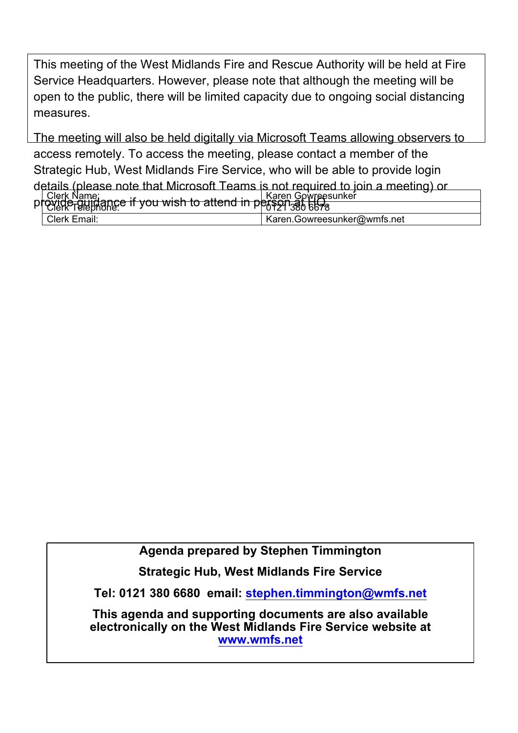This meeting of the West Midlands Fire and Rescue Authority will be held at Fire Service Headquarters. However, please note that although the meeting will be open to the public, there will be limited capacity due to ongoing social distancing measures.

The meeting will also be held digitally via Microsoft Teams allowing observers to access remotely. To access the meeting, please contact a member of the Strategic Hub, West Midlands Fire Service, who will be able to provide login details (please note that Microsoft Teams is not required to join a meeting) or provide guidance if you wish to attend in person at HQ.

| | |
|---|---|
| Clerk Name: | Karen Gowreesunker |
| Clerk Telephone: | 0121 380 6678 |
| Clerk Email: | Karen.Gowreesunker@wmfs.net |

**Agenda prepared by Stephen Timmington**

**Strategic Hub, West Midlands Fire Service**

**Tel: 0121 380 6680 email: stephen.timmington@wmfs.net**

**This agenda and supporting documents are also available electronically on the West Midlands Fire Service website at www.wmfs.net**